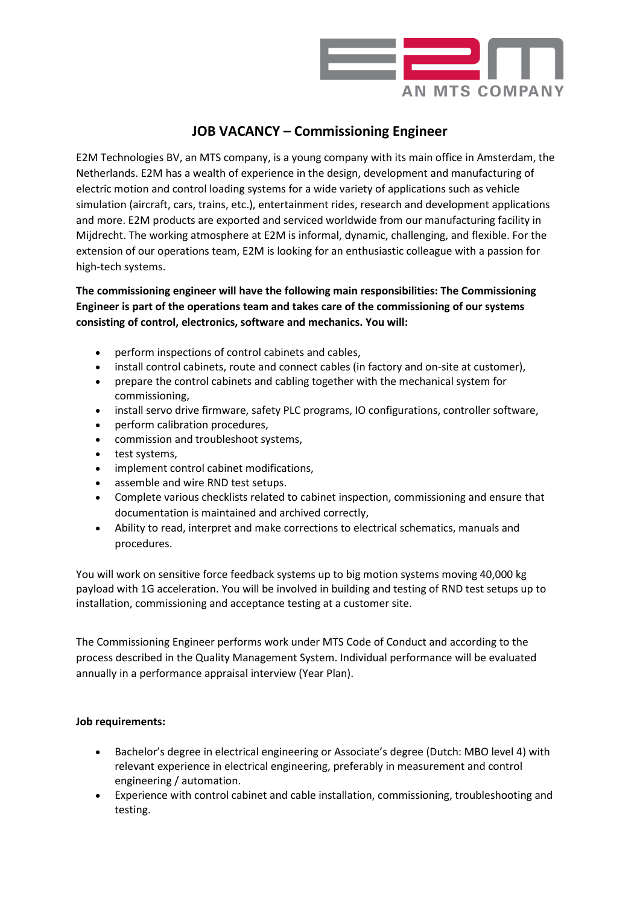# JOB VACANCY – Commissioning Engineer

E2M Technologies BV, an MTS company, is a young company with its main office in Amsterdam, the Netherlands. E2M has a wealth of experience in the design, development and manufacturing of electric motion and control loading systems for a wide variety of applications such as vehicle simulation (aircraft, cars, trains, etc.), entertainment rides, research and development applications and more. E2M products are exported and serviced worldwide from our manufacturing facility in Mijdrecht. The working atmosphere at E2M is informal, dynamic, challenging, and flexible. For the extension of our operations team, E2M is looking for an enthusiastic colleague with a passion for high-tech systems.

**The commissioning engineer will have the following main responsibilities: The Commissioning Engineer is part of the operations team and takes care of the commissioning of our systems consisting of control, electronics, software and mechanics. You will:**

- perform inspections of control cabinets and cables,
- install control cabinets, route and connect cables (in factory and on-site at customer),
- prepare the control cabinets and cabling together with the mechanical system for commissioning,
- install servo drive firmware, safety PLC programs, IO configurations, controller software,
- perform calibration procedures,
- commission and troubleshoot systems,
- test systems,
- implement control cabinet modifications,
- assemble and wire RND test setups.
- Complete various checklists related to cabinet inspection, commissioning and ensure that documentation is maintained and archived correctly,
- Ability to read, interpret and make corrections to electrical schematics, manuals and procedures.

You will work on sensitive force feedback systems up to big motion systems moving 40,000 kg payload with 1G acceleration. You will be involved in building and testing of RND test setups up to installation, commissioning and acceptance testing at a customer site.

The Commissioning Engineer performs work under MTS Code of Conduct and according to the process described in the Quality Management System. Individual performance will be evaluated annually in a performance appraisal interview (Year Plan).

**Job requirements:**

- Bachelor's degree in electrical engineering or Associate's degree (Dutch: MBO level 4) with relevant experience in electrical engineering, preferably in measurement and control engineering / automation.
- Experience with control cabinet and cable installation, commissioning, troubleshooting and testing.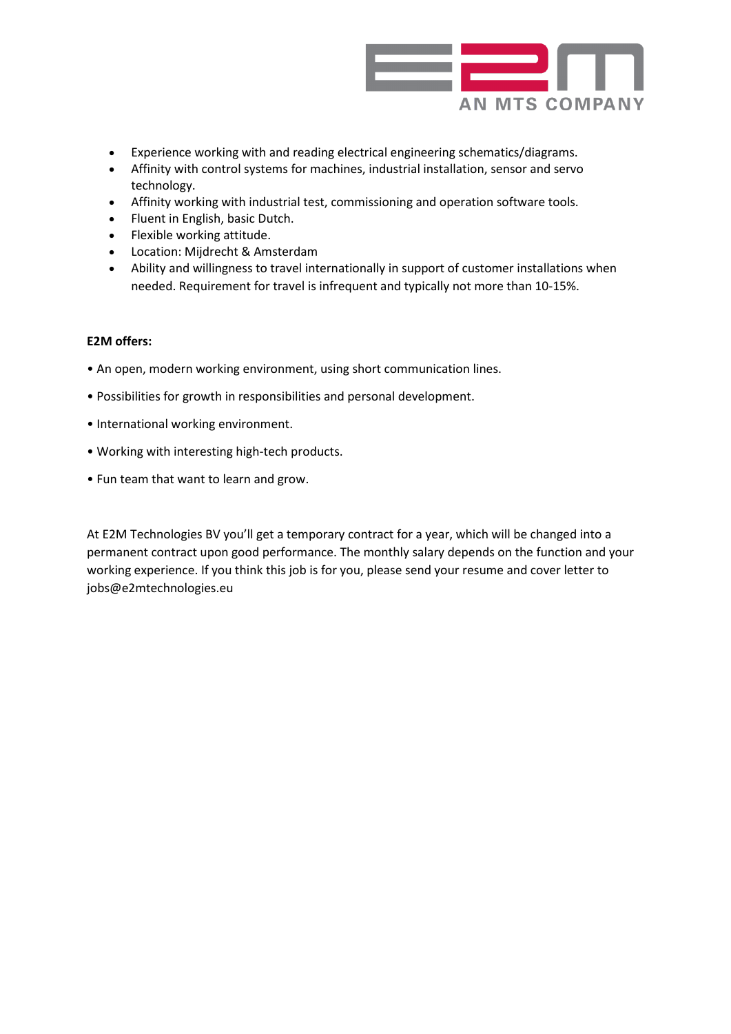- Experience working with and reading electrical engineering schematics/diagrams.
- Affinity with control systems for machines, industrial installation, sensor and servo technology.
- Affinity working with industrial test, commissioning and operation software tools.
- Fluent in English, basic Dutch.
- Flexible working attitude.
- Location: Mijdrecht & Amsterdam
- Ability and willingness to travel internationally in support of customer installations when needed. Requirement for travel is infrequent and typically not more than 10-15%.

**E2M offers:**

- An open, modern working environment, using short communication lines.
- Possibilities for growth in responsibilities and personal development.
- International working environment.
- Working with interesting high-tech products.
- Fun team that want to learn and grow.

At E2M Technologies BV you'll get a temporary contract for a year, which will be changed into a permanent contract upon good performance. The monthly salary depends on the function and your working experience. If you think this job is for you, please send your resume and cover letter to jobs@e2mtechnologies.eu